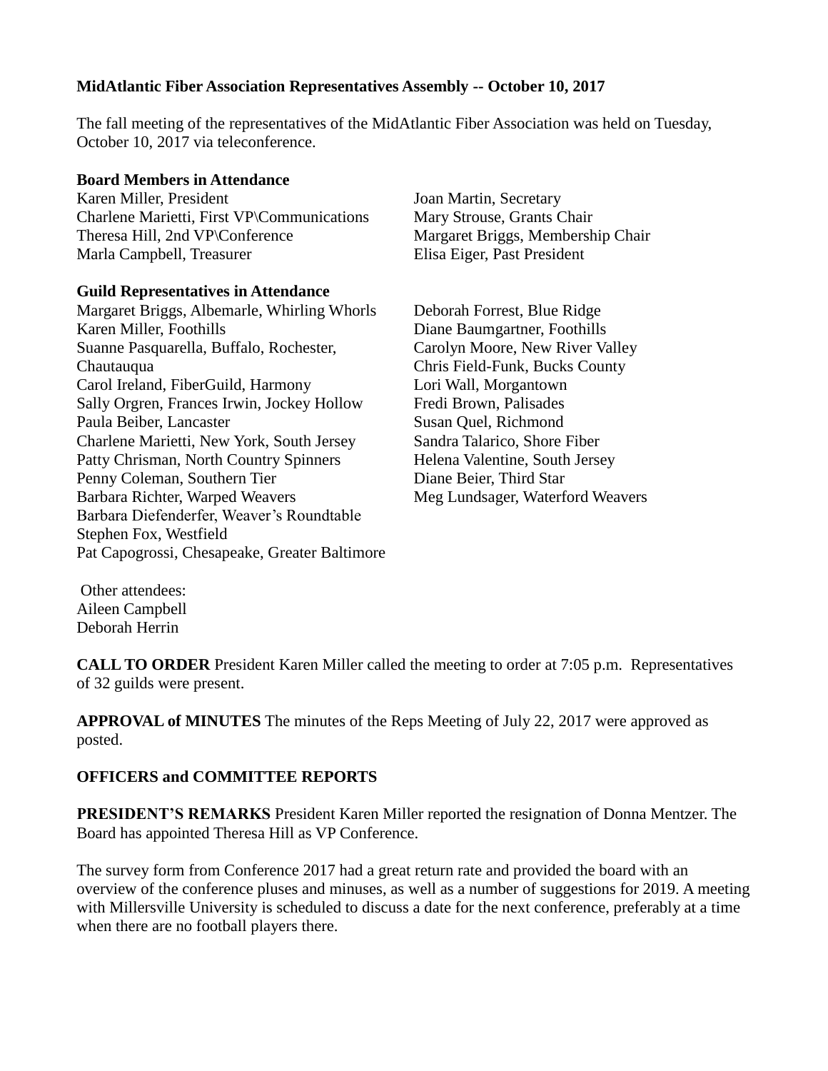**MidAtlantic Fiber Association Representatives Assembly -- October 10, 2017**

The fall meeting of the representatives of the MidAtlantic Fiber Association was held on Tuesday, October 10, 2017 via teleconference.

**Board Members in Attendance**

Karen Miller, President
Charlene Marietti, First VP\Communications
Theresa Hill, 2nd VP\Conference
Marla Campbell, Treasurer
Joan Martin, Secretary
Mary Strouse, Grants Chair
Margaret Briggs, Membership Chair
Elisa Eiger, Past President

**Guild Representatives in Attendance**

Margaret Briggs, Albemarle, Whirling Whorls
Karen Miller, Foothills
Suanne Pasquarella, Buffalo, Rochester, Chautauqua
Carol Ireland, FiberGuild, Harmony
Sally Orgren, Frances Irwin, Jockey Hollow
Paula Beiber, Lancaster
Charlene Marietti, New York, South Jersey
Patty Chrisman, North Country Spinners
Penny Coleman, Southern Tier
Barbara Richter, Warped Weavers
Barbara Diefenderfer, Weaver's Roundtable
Stephen Fox, Westfield
Pat Capogrossi, Chesapeake, Greater Baltimore
Deborah Forrest, Blue Ridge
Diane Baumgartner, Foothills
Carolyn Moore, New River Valley
Chris Field-Funk, Bucks County
Lori Wall, Morgantown
Fredi Brown, Palisades
Susan Quel, Richmond
Sandra Talarico, Shore Fiber
Helena Valentine, South Jersey
Diane Beier, Third Star
Meg Lundsager, Waterford Weavers

Other attendees:
Aileen Campbell
Deborah Herrin

**CALL TO ORDER** President Karen Miller called the meeting to order at 7:05 p.m. Representatives of 32 guilds were present.

**APPROVAL of MINUTES** The minutes of the Reps Meeting of July 22, 2017 were approved as posted.

**OFFICERS and COMMITTEE REPORTS**

**PRESIDENT'S REMARKS** President Karen Miller reported the resignation of Donna Mentzer. The Board has appointed Theresa Hill as VP Conference.

The survey form from Conference 2017 had a great return rate and provided the board with an overview of the conference pluses and minuses, as well as a number of suggestions for 2019. A meeting with Millersville University is scheduled to discuss a date for the next conference, preferably at a time when there are no football players there.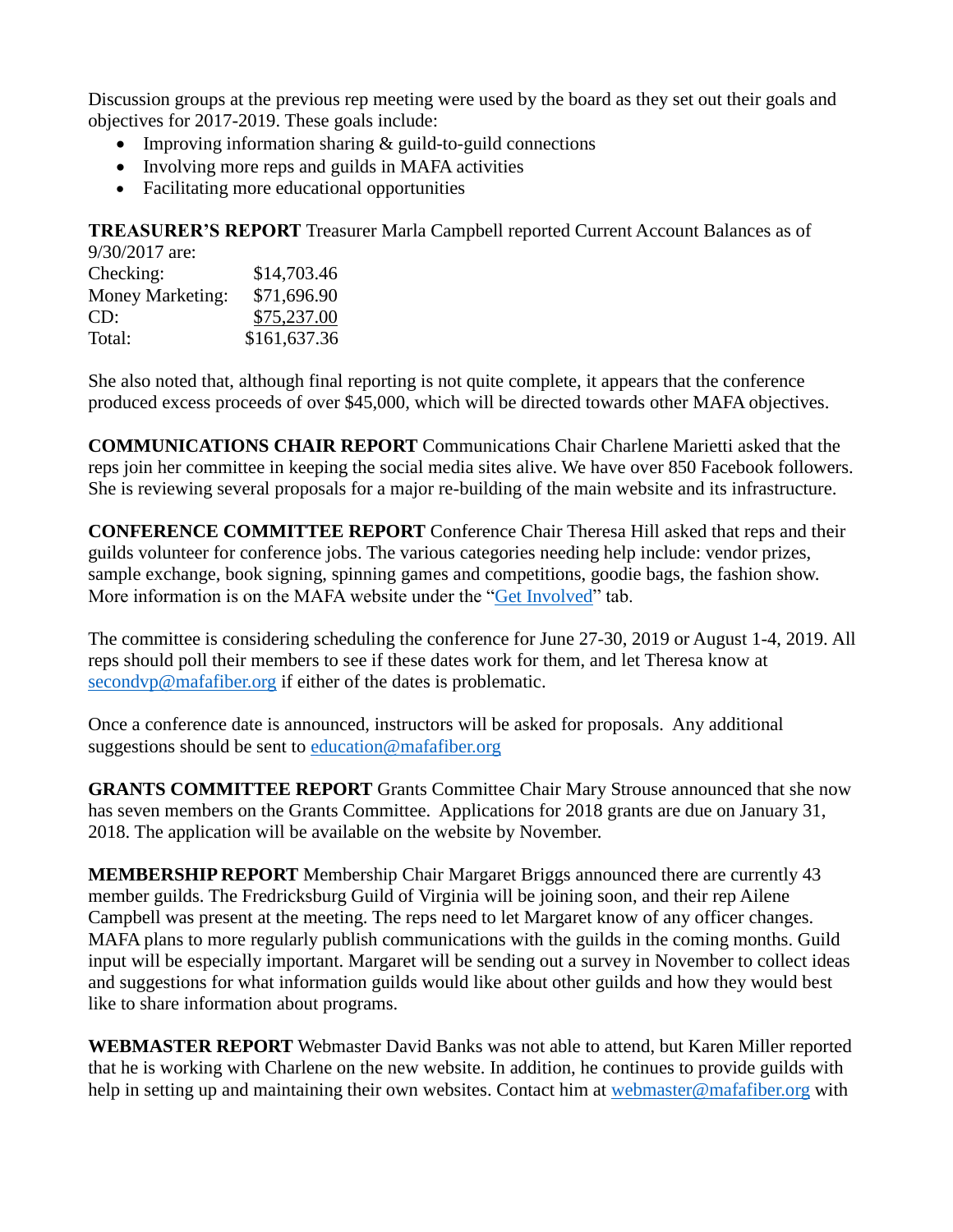Discussion groups at the previous rep meeting were used by the board as they set out their goals and objectives for 2017-2019. These goals include:

- Improving information sharing & guild-to-guild connections
- Involving more reps and guilds in MAFA activities
- Facilitating more educational opportunities

**TREASURER'S REPORT** Treasurer Marla Campbell reported Current Account Balances as of 9/30/2017 are:

| | |
|---|---|
| Checking: | $14,703.46 |
| Money Marketing: | $71,696.90 |
| CD: | $75,237.00 |
| Total: | $161,637.36 |

She also noted that, although final reporting is not quite complete, it appears that the conference produced excess proceeds of over $45,000, which will be directed towards other MAFA objectives.

**COMMUNICATIONS CHAIR REPORT** Communications Chair Charlene Marietti asked that the reps join her committee in keeping the social media sites alive. We have over 850 Facebook followers. She is reviewing several proposals for a major re-building of the main website and its infrastructure.

**CONFERENCE COMMITTEE REPORT** Conference Chair Theresa Hill asked that reps and their guilds volunteer for conference jobs. The various categories needing help include: vendor prizes, sample exchange, book signing, spinning games and competitions, goodie bags, the fashion show. More information is on the MAFA website under the "Get Involved" tab.

The committee is considering scheduling the conference for June 27-30, 2019 or August 1-4, 2019. All reps should poll their members to see if these dates work for them, and let Theresa know at secondvp@mafafiber.org if either of the dates is problematic.

Once a conference date is announced, instructors will be asked for proposals. Any additional suggestions should be sent to education@mafafiber.org

**GRANTS COMMITTEE REPORT** Grants Committee Chair Mary Strouse announced that she now has seven members on the Grants Committee. Applications for 2018 grants are due on January 31, 2018. The application will be available on the website by November.

**MEMBERSHIP REPORT** Membership Chair Margaret Briggs announced there are currently 43 member guilds. The Fredricksburg Guild of Virginia will be joining soon, and their rep Ailene Campbell was present at the meeting. The reps need to let Margaret know of any officer changes. MAFA plans to more regularly publish communications with the guilds in the coming months. Guild input will be especially important. Margaret will be sending out a survey in November to collect ideas and suggestions for what information guilds would like about other guilds and how they would best like to share information about programs.

**WEBMASTER REPORT** Webmaster David Banks was not able to attend, but Karen Miller reported that he is working with Charlene on the new website. In addition, he continues to provide guilds with help in setting up and maintaining their own websites. Contact him at webmaster@mafafiber.org with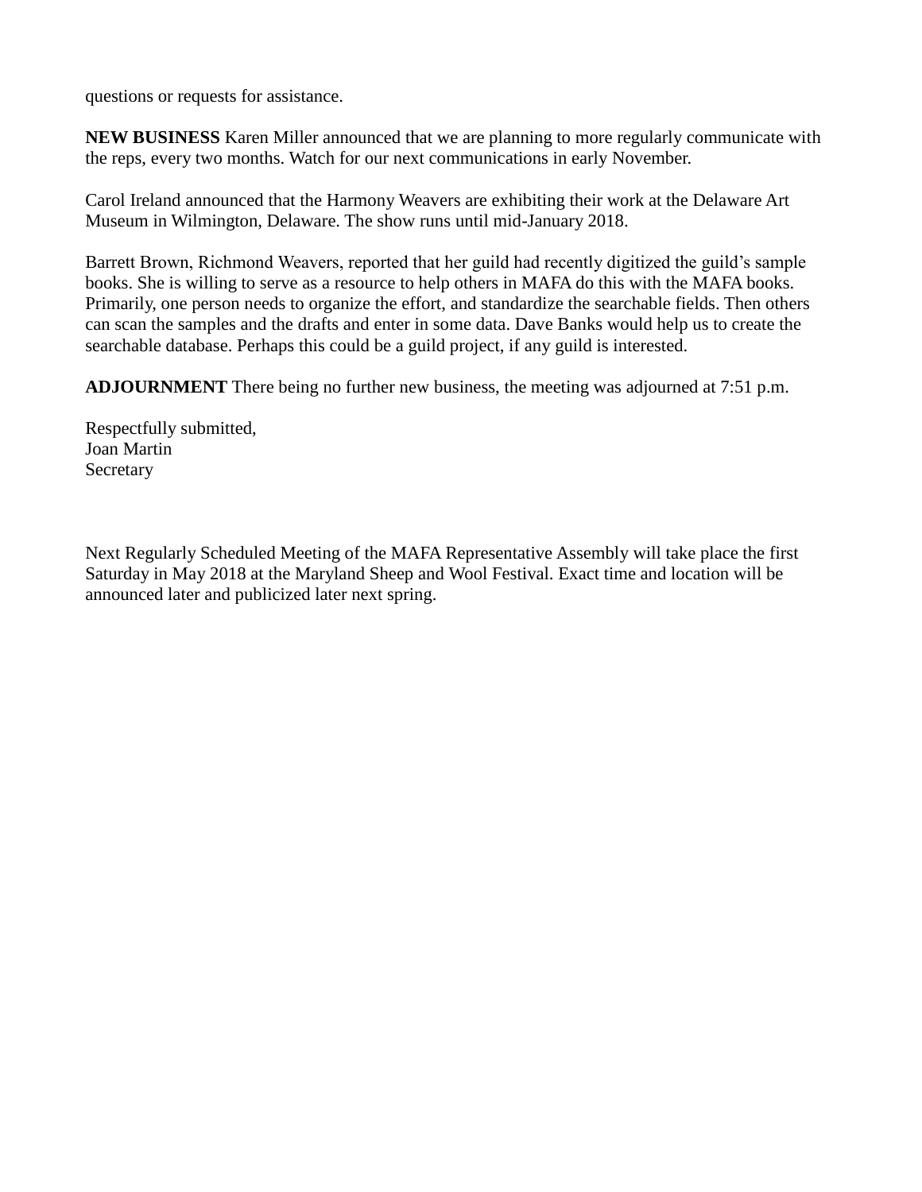questions or requests for assistance.

**NEW BUSINESS** Karen Miller announced that we are planning to more regularly communicate with the reps, every two months. Watch for our next communications in early November.

Carol Ireland announced that the Harmony Weavers are exhibiting their work at the Delaware Art Museum in Wilmington, Delaware. The show runs until mid-January 2018.

Barrett Brown, Richmond Weavers, reported that her guild had recently digitized the guild's sample books. She is willing to serve as a resource to help others in MAFA do this with the MAFA books. Primarily, one person needs to organize the effort, and standardize the searchable fields. Then others can scan the samples and the drafts and enter in some data. Dave Banks would help us to create the searchable database. Perhaps this could be a guild project, if any guild is interested.

**ADJOURNMENT** There being no further new business, the meeting was adjourned at 7:51 p.m.

Respectfully submitted,
Joan Martin
Secretary

Next Regularly Scheduled Meeting of the MAFA Representative Assembly will take place the first Saturday in May 2018 at the Maryland Sheep and Wool Festival. Exact time and location will be announced later and publicized later next spring.